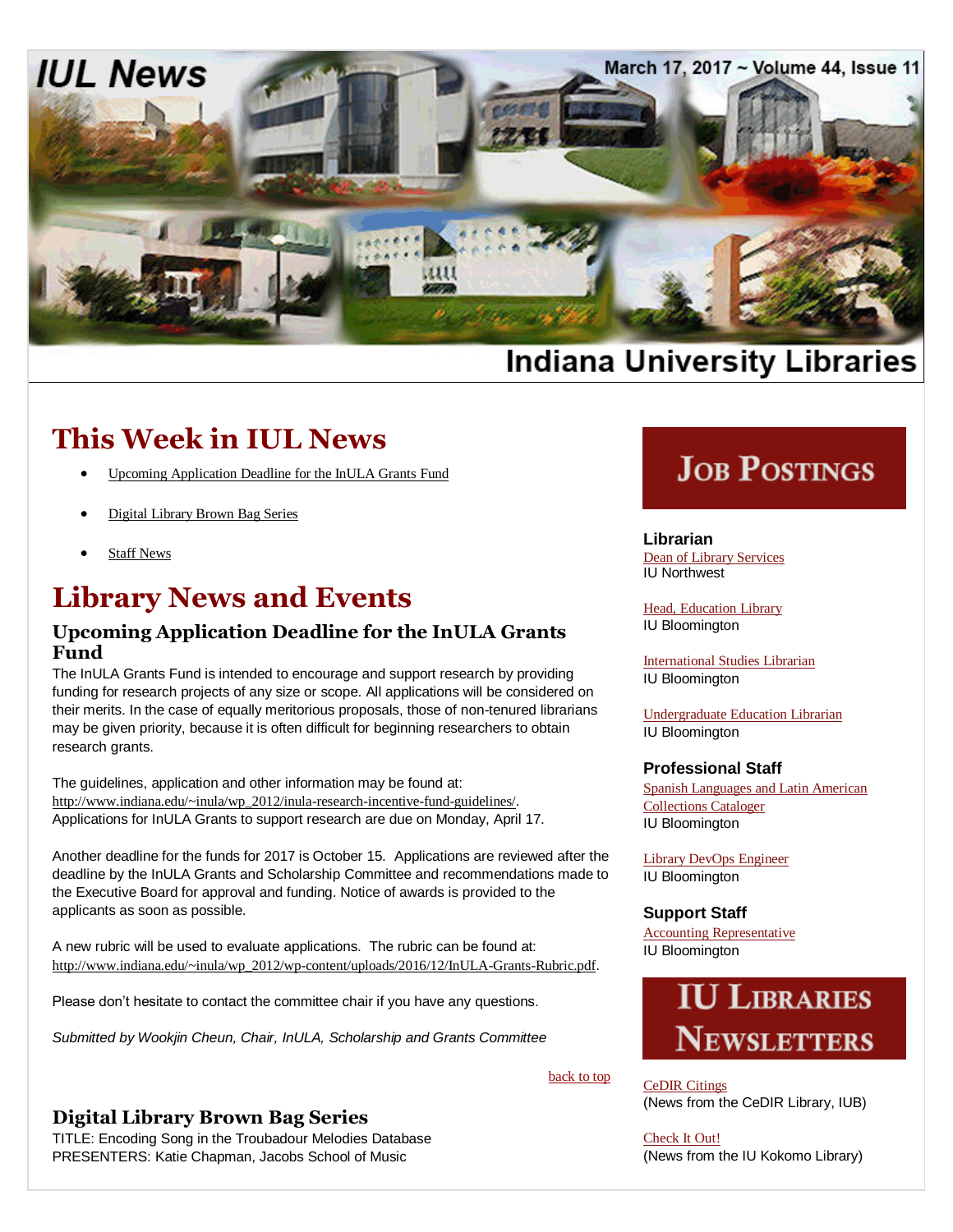# IUL News

March 17, 2017 ~ Volume 44, Issue 11

Indiana University Libraries

## This Week in IUL News

- Upcoming Application Deadline for the InULA Grants Fund
- Digital Library Brown Bag Series
- Staff News

## Library News and Events

### Upcoming Application Deadline for the InULA Grants Fund

The InULA Grants Fund is intended to encourage and support research by providing funding for research projects of any size or scope. All applications will be considered on their merits. In the case of equally meritorious proposals, those of non-tenured librarians may be given priority, because it is often difficult for beginning researchers to obtain research grants.

The guidelines, application and other information may be found at: http://www.indiana.edu/~inula/wp_2012/inula-research-incentive-fund-guidelines/. Applications for InULA Grants to support research are due on Monday, April 17.

Another deadline for the funds for 2017 is October 15. Applications are reviewed after the deadline by the InULA Grants and Scholarship Committee and recommendations made to the Executive Board for approval and funding. Notice of awards is provided to the applicants as soon as possible.

A new rubric will be used to evaluate applications. The rubric can be found at: http://www.indiana.edu/~inula/wp_2012/wp-content/uploads/2016/12/InULA-Grants-Rubric.pdf.

Please don't hesitate to contact the committee chair if you have any questions.

*Submitted by Wookjin Cheun, Chair, InULA, Scholarship and Grants Committee*

back to top

### Digital Library Brown Bag Series

TITLE: Encoding Song in the Troubadour Melodies Database
PRESENTERS: Katie Chapman, Jacobs School of Music

## Job Postings

**Librarian**

Dean of Library Services
IU Northwest

Head, Education Library
IU Bloomington

International Studies Librarian
IU Bloomington

Undergraduate Education Librarian
IU Bloomington

**Professional Staff**

Spanish Languages and Latin American Collections Cataloger
IU Bloomington

Library DevOps Engineer
IU Bloomington

**Support Staff**

Accounting Representative
IU Bloomington

## IU Libraries Newsletters

CeDIR Citings
(News from the CeDIR Library, IUB)

Check It Out!
(News from the IU Kokomo Library)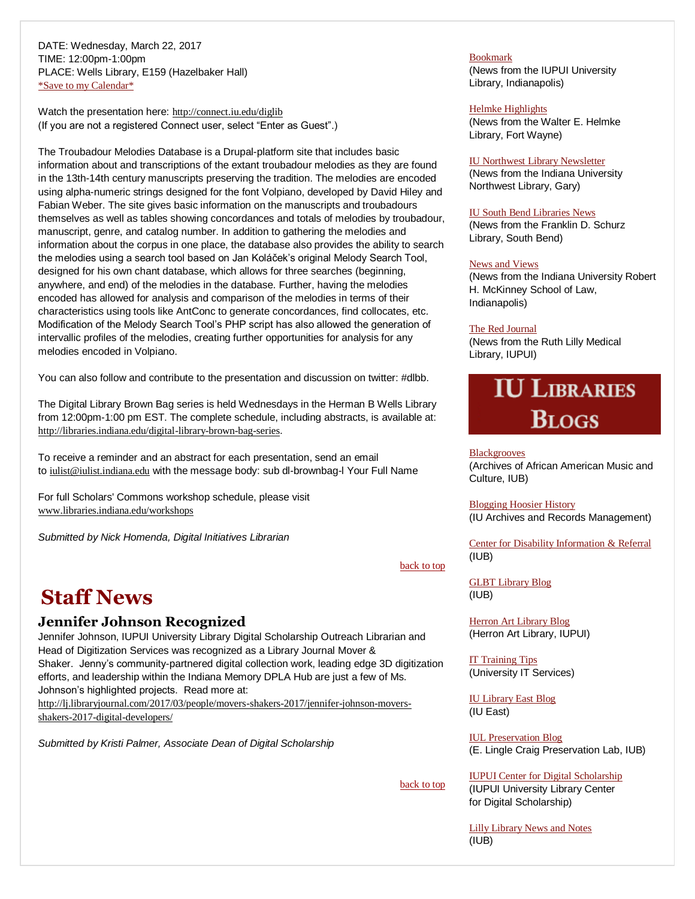DATE: Wednesday, March 22, 2017
TIME: 12:00pm-1:00pm
PLACE: Wells Library, E159 (Hazelbaker Hall)
*Save to my Calendar*

Watch the presentation here: http://connect.iu.edu/diglib
(If you are not a registered Connect user, select "Enter as Guest".)

The Troubadour Melodies Database is a Drupal-platform site that includes basic information about and transcriptions of the extant troubadour melodies as they are found in the 13th-14th century manuscripts preserving the tradition. The melodies are encoded using alpha-numeric strings designed for the font Volpiano, developed by David Hiley and Fabian Weber. The site gives basic information on the manuscripts and troubadours themselves as well as tables showing concordances and totals of melodies by troubadour, manuscript, genre, and catalog number. In addition to gathering the melodies and information about the corpus in one place, the database also provides the ability to search the melodies using a search tool based on Jan Koláček's original Melody Search Tool, designed for his own chant database, which allows for three searches (beginning, anywhere, and end) of the melodies in the database. Further, having the melodies encoded has allowed for analysis and comparison of the melodies in terms of their characteristics using tools like AntConc to generate concordances, find collocates, etc. Modification of the Melody Search Tool's PHP script has also allowed the generation of intervallic profiles of the melodies, creating further opportunities for analysis for any melodies encoded in Volpiano.

You can also follow and contribute to the presentation and discussion on twitter: #dlbb.

The Digital Library Brown Bag series is held Wednesdays in the Herman B Wells Library from 12:00pm-1:00 pm EST. The complete schedule, including abstracts, is available at: http://libraries.indiana.edu/digital-library-brown-bag-series.

To receive a reminder and an abstract for each presentation, send an email to iulist@iulist.indiana.edu with the message body: sub dl-brownbag-l Your Full Name

For full Scholars' Commons workshop schedule, please visit www.libraries.indiana.edu/workshops

*Submitted by Nick Homenda, Digital Initiatives Librarian*

back to top

# Staff News

## Jennifer Johnson Recognized

Jennifer Johnson, IUPUI University Library Digital Scholarship Outreach Librarian and Head of Digitization Services was recognized as a Library Journal Mover & Shaker. Jenny's community-partnered digital collection work, leading edge 3D digitization efforts, and leadership within the Indiana Memory DPLA Hub are just a few of Ms. Johnson's highlighted projects. Read more at: http://lj.libraryjournal.com/2017/03/people/movers-shakers-2017/jennifer-johnson-movers-shakers-2017-digital-developers/

*Submitted by Kristi Palmer, Associate Dean of Digital Scholarship*

back to top

Bookmark
(News from the IUPUI University Library, Indianapolis)

Helmke Highlights
(News from the Walter E. Helmke Library, Fort Wayne)

IU Northwest Library Newsletter
(News from the Indiana University Northwest Library, Gary)

IU South Bend Libraries News
(News from the Franklin D. Schurz Library, South Bend)

News and Views
(News from the Indiana University Robert H. McKinney School of Law, Indianapolis)

The Red Journal
(News from the Ruth Lilly Medical Library, IUPUI)

## IU Libraries Blogs

Blackgrooves
(Archives of African American Music and Culture, IUB)

Blogging Hoosier History
(IU Archives and Records Management)

Center for Disability Information & Referral
(IUB)

GLBT Library Blog
(IUB)

Herron Art Library Blog
(Herron Art Library, IUPUI)

IT Training Tips
(University IT Services)

IU Library East Blog
(IU East)

IUL Preservation Blog
(E. Lingle Craig Preservation Lab, IUB)

IUPUI Center for Digital Scholarship
(IUPUI University Library Center for Digital Scholarship)

Lilly Library News and Notes
(IUB)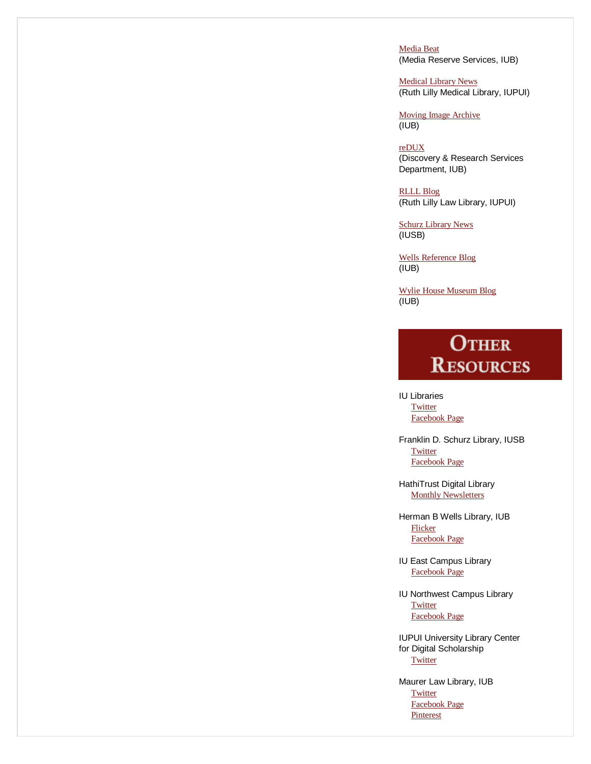Media Beat
(Media Reserve Services, IUB)

Medical Library News
(Ruth Lilly Medical Library, IUPUI)

Moving Image Archive
(IUB)

reDUX
(Discovery & Research Services Department, IUB)

RLLL Blog
(Ruth Lilly Law Library, IUPUI)

Schurz Library News
(IUSB)

Wells Reference Blog
(IUB)

Wylie House Museum Blog
(IUB)

## Other Resources

IU Libraries
- Twitter
- Facebook Page

Franklin D. Schurz Library, IUSB
- Twitter
- Facebook Page

HathiTrust Digital Library
- Monthly Newsletters

Herman B Wells Library, IUB
- Flicker
- Facebook Page

IU East Campus Library
- Facebook Page

IU Northwest Campus Library
- Twitter
- Facebook Page

IUPUI University Library Center for Digital Scholarship
- Twitter

Maurer Law Library, IUB
- Twitter
- Facebook Page
- Pinterest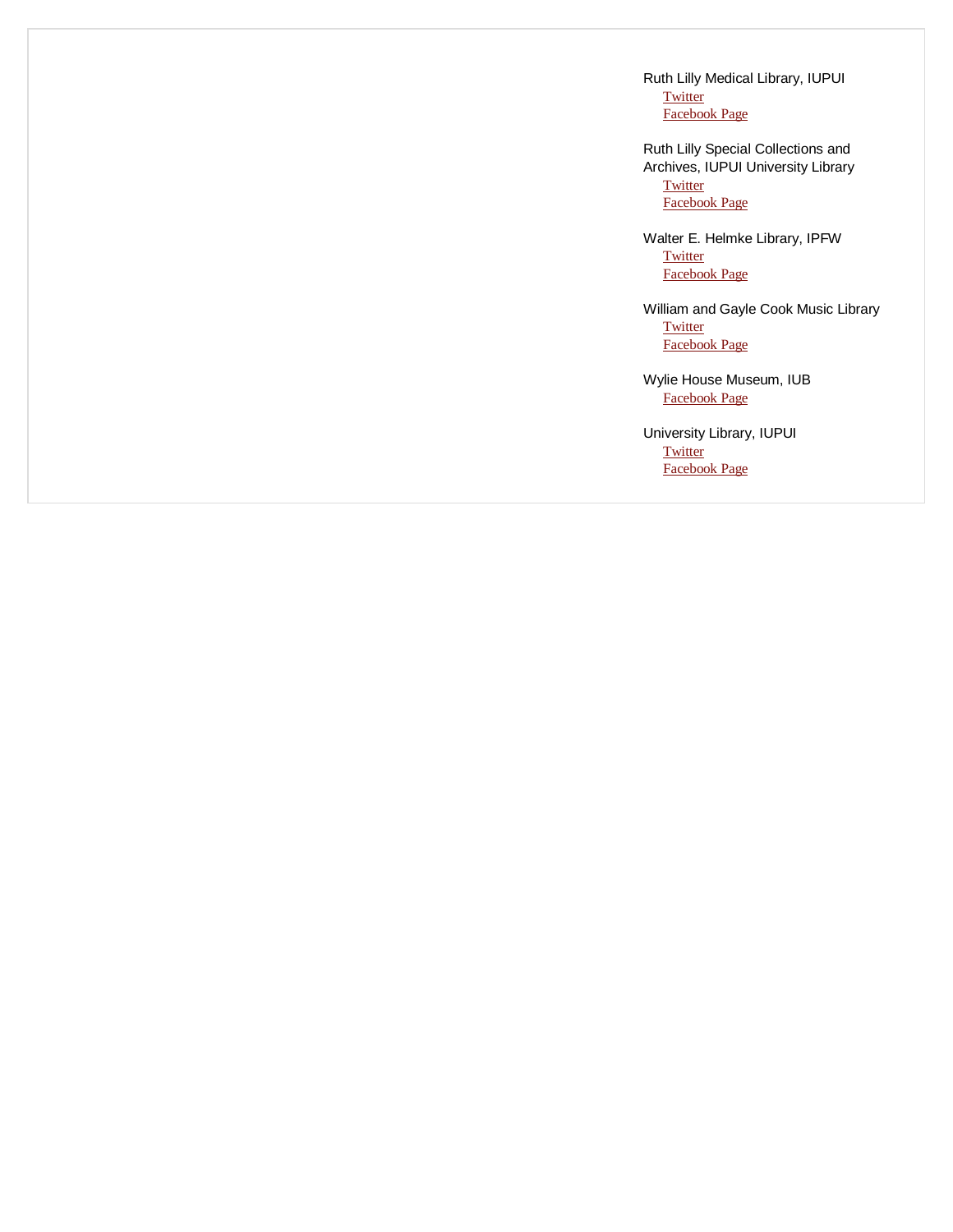Ruth Lilly Medical Library, IUPUI

- Twitter
- Facebook Page

Ruth Lilly Special Collections and Archives, IUPUI University Library

- Twitter
- Facebook Page

Walter E. Helmke Library, IPFW

- Twitter
- Facebook Page

William and Gayle Cook Music Library

- Twitter
- Facebook Page

Wylie House Museum, IUB

- Facebook Page

University Library, IUPUI

- Twitter
- Facebook Page